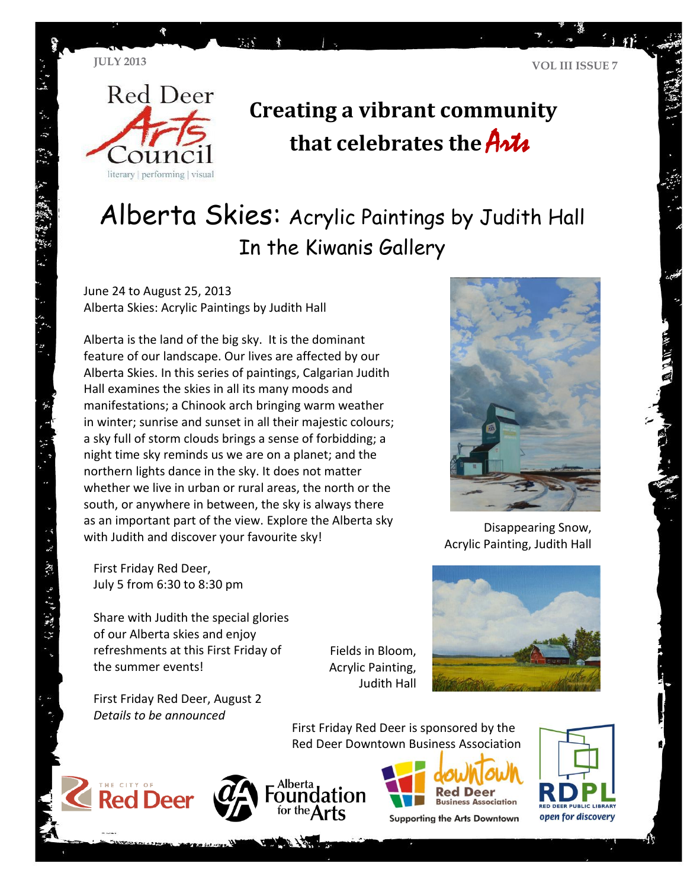JULY 2013

VOL III ISSUE 7

Red Deer Arts Council

literary | performing | visual

## Creating a vibrant community that celebrates the Arts

# Alberta Skies: Acrylic Paintings by Judith Hall In the Kiwanis Gallery

June 24 to August 25, 2013
Alberta Skies: Acrylic Paintings by Judith Hall

Alberta is the land of the big sky. It is the dominant feature of our landscape. Our lives are affected by our Alberta Skies. In this series of paintings, Calgarian Judith Hall examines the skies in all its many moods and manifestations; a Chinook arch bringing warm weather in winter; sunrise and sunset in all their majestic colours; a sky full of storm clouds brings a sense of forbidding; a night time sky reminds us we are on a planet; and the northern lights dance in the sky. It does not matter whether we live in urban or rural areas, the north or the south, or anywhere in between, the sky is always there as an important part of the view. Explore the Alberta sky with Judith and discover your favourite sky!

Disappearing Snow, Acrylic Painting, Judith Hall

First Friday Red Deer,
July 5 from 6:30 to 8:30 pm

Share with Judith the special glories of our Alberta skies and enjoy refreshments at this First Friday of the summer events!

Fields in Bloom, Acrylic Painting, Judith Hall

First Friday Red Deer, August 2
*Details to be announced*

First Friday Red Deer is sponsored by the Red Deer Downtown Business Association

The City of Red Deer | Alberta Foundation for the Arts | downtown Red Deer Business Association – Supporting the Arts Downtown | RDPL Red Deer Public Library – open for discovery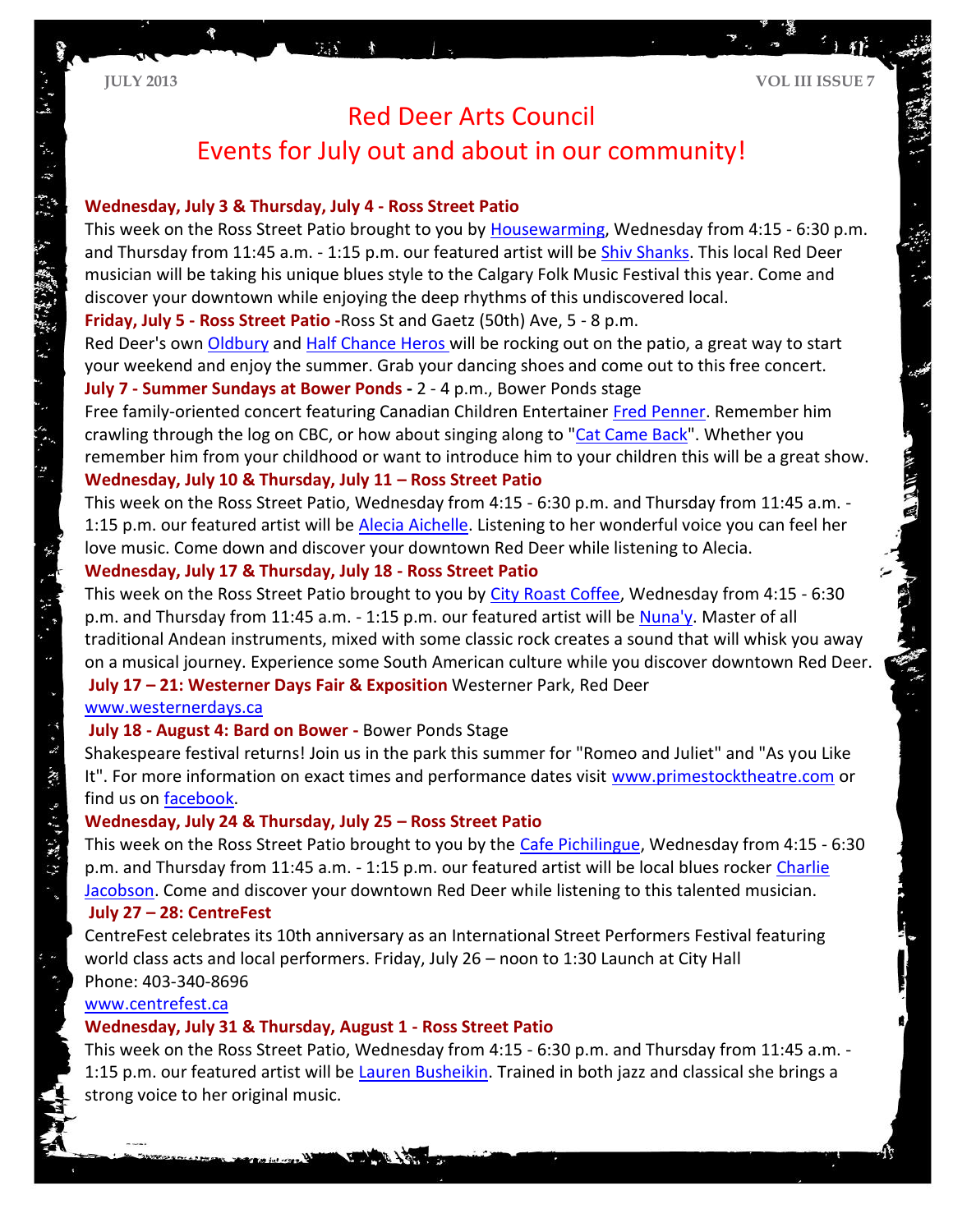# Red Deer Arts Council

## Events for July out and about in our community!

**Wednesday, July 3 & Thursday, July 4 - Ross Street Patio**

This week on the Ross Street Patio brought to you by Housewarming, Wednesday from 4:15 - 6:30 p.m. and Thursday from 11:45 a.m. - 1:15 p.m. our featured artist will be Shiv Shanks. This local Red Deer musician will be taking his unique blues style to the Calgary Folk Music Festival this year. Come and discover your downtown while enjoying the deep rhythms of this undiscovered local.

**Friday, July 5 - Ross Street Patio -**Ross St and Gaetz (50th) Ave, 5 - 8 p.m.

Red Deer's own Oldbury and Half Chance Heros will be rocking out on the patio, a great way to start your weekend and enjoy the summer. Grab your dancing shoes and come out to this free concert.

**July 7 - Summer Sundays at Bower Ponds -** 2 - 4 p.m., Bower Ponds stage

Free family-oriented concert featuring Canadian Children Entertainer Fred Penner. Remember him crawling through the log on CBC, or how about singing along to "Cat Came Back". Whether you remember him from your childhood or want to introduce him to your children this will be a great show.

**Wednesday, July 10 & Thursday, July 11 – Ross Street Patio**

This week on the Ross Street Patio, Wednesday from 4:15 - 6:30 p.m. and Thursday from 11:45 a.m. - 1:15 p.m. our featured artist will be Alecia Aichelle. Listening to her wonderful voice you can feel her love music. Come down and discover your downtown Red Deer while listening to Alecia.

**Wednesday, July 17 & Thursday, July 18 - Ross Street Patio**

This week on the Ross Street Patio brought to you by City Roast Coffee, Wednesday from 4:15 - 6:30 p.m. and Thursday from 11:45 a.m. - 1:15 p.m. our featured artist will be Nuna'y. Master of all traditional Andean instruments, mixed with some classic rock creates a sound that will whisk you away on a musical journey. Experience some South American culture while you discover downtown Red Deer.

**July 17 – 21: Westerner Days Fair & Exposition** Westerner Park, Red Deer

www.westernerdays.ca

**July 18 - August 4: Bard on Bower -** Bower Ponds Stage

Shakespeare festival returns! Join us in the park this summer for "Romeo and Juliet" and "As you Like It". For more information on exact times and performance dates visit www.primestocktheatre.com or find us on facebook.

**Wednesday, July 24 & Thursday, July 25 – Ross Street Patio**

This week on the Ross Street Patio brought to you by the Cafe Pichilingue, Wednesday from 4:15 - 6:30 p.m. and Thursday from 11:45 a.m. - 1:15 p.m. our featured artist will be local blues rocker Charlie Jacobson. Come and discover your downtown Red Deer while listening to this talented musician.

**July 27 – 28: CentreFest**

CentreFest celebrates its 10th anniversary as an International Street Performers Festival featuring world class acts and local performers. Friday, July 26 – noon to 1:30 Launch at City Hall

Phone: 403-340-8696

www.centrefest.ca

**Wednesday, July 31 & Thursday, August 1 - Ross Street Patio**

This week on the Ross Street Patio, Wednesday from 4:15 - 6:30 p.m. and Thursday from 11:45 a.m. - 1:15 p.m. our featured artist will be Lauren Busheikin. Trained in both jazz and classical she brings a strong voice to her original music.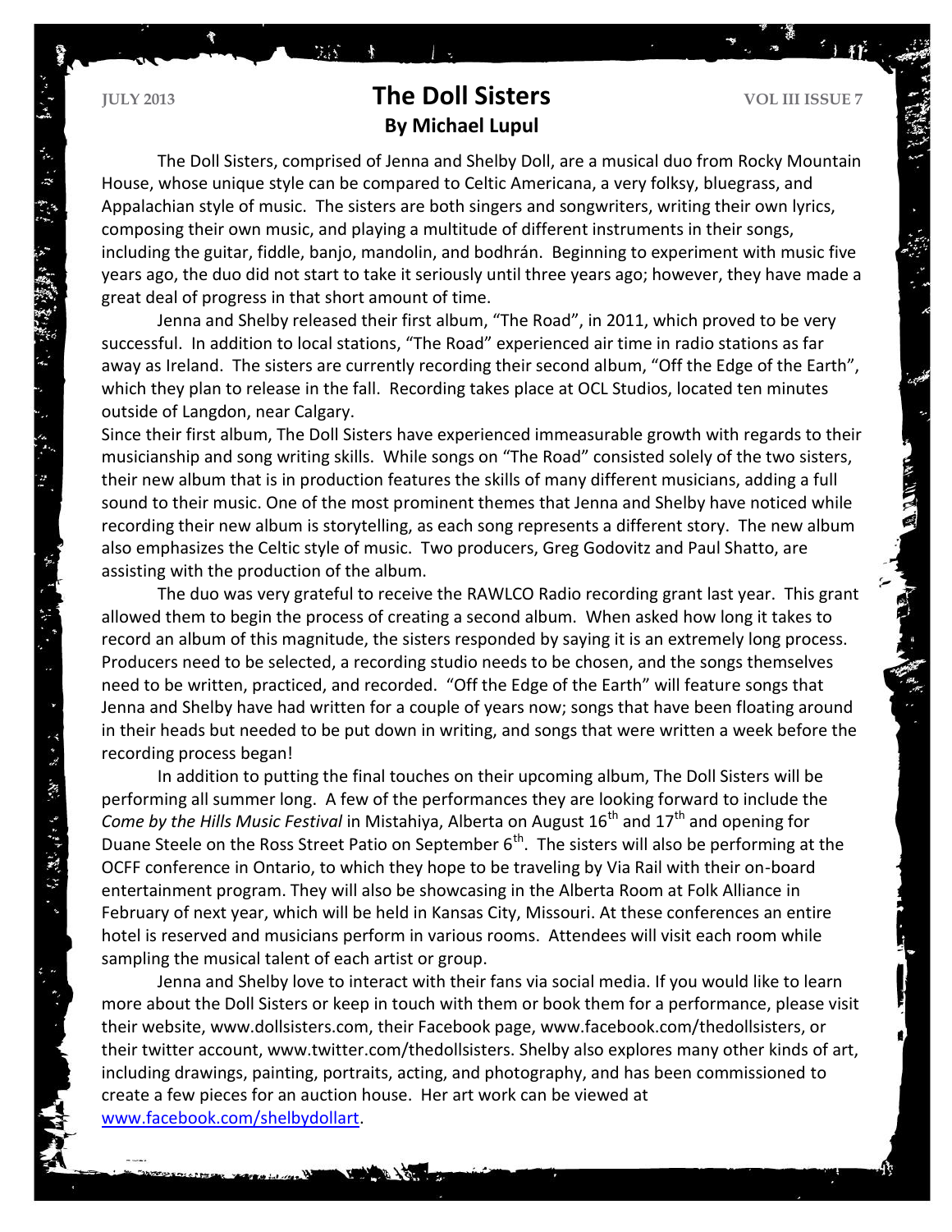# The Doll Sisters

**By Michael Lupul**

The Doll Sisters, comprised of Jenna and Shelby Doll, are a musical duo from Rocky Mountain House, whose unique style can be compared to Celtic Americana, a very folksy, bluegrass, and Appalachian style of music. The sisters are both singers and songwriters, writing their own lyrics, composing their own music, and playing a multitude of different instruments in their songs, including the guitar, fiddle, banjo, mandolin, and bodhrán. Beginning to experiment with music five years ago, the duo did not start to take it seriously until three years ago; however, they have made a great deal of progress in that short amount of time.

Jenna and Shelby released their first album, "The Road", in 2011, which proved to be very successful. In addition to local stations, "The Road" experienced air time in radio stations as far away as Ireland. The sisters are currently recording their second album, "Off the Edge of the Earth", which they plan to release in the fall. Recording takes place at OCL Studios, located ten minutes outside of Langdon, near Calgary.

Since their first album, The Doll Sisters have experienced immeasurable growth with regards to their musicianship and song writing skills. While songs on "The Road" consisted solely of the two sisters, their new album that is in production features the skills of many different musicians, adding a full sound to their music. One of the most prominent themes that Jenna and Shelby have noticed while recording their new album is storytelling, as each song represents a different story. The new album also emphasizes the Celtic style of music. Two producers, Greg Godovitz and Paul Shatto, are assisting with the production of the album.

The duo was very grateful to receive the RAWLCO Radio recording grant last year. This grant allowed them to begin the process of creating a second album. When asked how long it takes to record an album of this magnitude, the sisters responded by saying it is an extremely long process. Producers need to be selected, a recording studio needs to be chosen, and the songs themselves need to be written, practiced, and recorded. "Off the Edge of the Earth" will feature songs that Jenna and Shelby have had written for a couple of years now; songs that have been floating around in their heads but needed to be put down in writing, and songs that were written a week before the recording process began!

In addition to putting the final touches on their upcoming album, The Doll Sisters will be performing all summer long. A few of the performances they are looking forward to include the *Come by the Hills Music Festival* in Mistahiya, Alberta on August 16th and 17th and opening for Duane Steele on the Ross Street Patio on September 6th. The sisters will also be performing at the OCFF conference in Ontario, to which they hope to be traveling by Via Rail with their on-board entertainment program. They will also be showcasing in the Alberta Room at Folk Alliance in February of next year, which will be held in Kansas City, Missouri. At these conferences an entire hotel is reserved and musicians perform in various rooms. Attendees will visit each room while sampling the musical talent of each artist or group.

Jenna and Shelby love to interact with their fans via social media. If you would like to learn more about the Doll Sisters or keep in touch with them or book them for a performance, please visit their website, www.dollsisters.com, their Facebook page, www.facebook.com/thedollsisters, or their twitter account, www.twitter.com/thedollsisters. Shelby also explores many other kinds of art, including drawings, painting, portraits, acting, and photography, and has been commissioned to create a few pieces for an auction house. Her art work can be viewed at [www.facebook.com/shelbydollart](www.facebook.com/shelbydollart).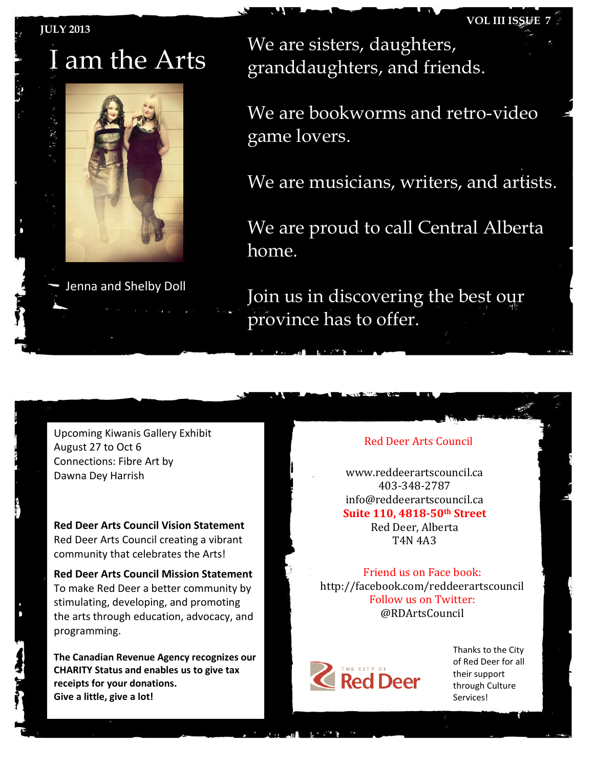JULY 2013

# I am the Arts

Jenna and Shelby Doll

We are sisters, daughters, granddaughters, and friends.

We are bookworms and retro-video game lovers.

We are musicians, writers, and artists.

We are proud to call Central Alberta home.

Join us in discovering the best our province has to offer.

Upcoming Kiwanis Gallery Exhibit
August 27 to Oct 6
Connections: Fibre Art by
Dawna Dey Harrish

**Red Deer Arts Council Vision Statement**
Red Deer Arts Council creating a vibrant community that celebrates the Arts!

**Red Deer Arts Council Mission Statement**
To make Red Deer a better community by stimulating, developing, and promoting the arts through education, advocacy, and programming.

**The Canadian Revenue Agency recognizes our CHARITY Status and enables us to give tax receipts for your donations.**
**Give a little, give a lot!**

Red Deer Arts Council

www.reddeerartscouncil.ca
403-348-2787
info@reddeerartscouncil.ca
**Suite 110, 4818-50th Street**
Red Deer, Alberta
T4N 4A3

Friend us on Face book:
http://facebook.com/reddeerartscouncil
Follow us on Twitter:
@RDArtsCouncil

THE CITY OF Red Deer

Thanks to the City of Red Deer for all their support through Culture Services!